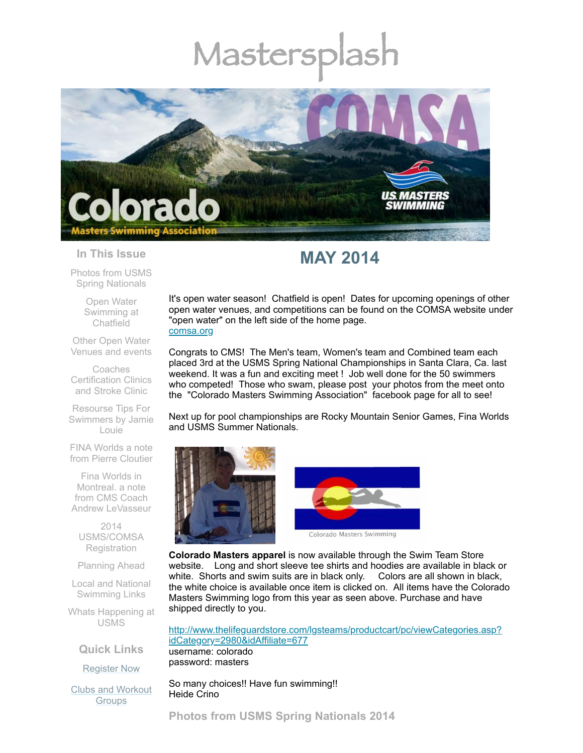# Mastersplash

## In This Issue

Photos from USMS Spring Nationals

Open Water Swimming at Chatfield

Other Open Water Venues and events

Coaches Certification Clinics and Stroke Clinic

Resourse Tips For Swimmers by Jamie Louie

FINA Worlds a note from Pierre Cloutier

Fina Worlds in Montreal. a note from CMS Coach Andrew LeVasseur

2014 USMS/COMSA Registration

Planning Ahead

Local and National Swimming Links

Whats Happening at USMS

## Quick Links

Register Now

Clubs and Workout Groups

## MAY 2014

It's open water season! Chatfield is open! Dates for upcoming openings of other open water venues, and competitions can be found on the COMSA website under "open water" on the left side of the home page.
comsa.org

Congrats to CMS! The Men's team, Women's team and Combined team each placed 3rd at the USMS Spring National Championships in Santa Clara, Ca. last weekend. It was a fun and exciting meet ! Job well done for the 50 swimmers who competed! Those who swam, please post your photos from the meet onto the "Colorado Masters Swimming Association" facebook page for all to see!

Next up for pool championships are Rocky Mountain Senior Games, Fina Worlds and USMS Summer Nationals.

Colorado Masters Swimming

**Colorado Masters apparel** is now available through the Swim Team Store website. Long and short sleeve tee shirts and hoodies are available in black or white. Shorts and swim suits are in black only. Colors are all shown in black, the white choice is available once item is clicked on. All items have the Colorado Masters Swimming logo from this year as seen above. Purchase and have shipped directly to you.

http://www.thelifeguardstore.com/lgsteams/productcart/pc/viewCategories.asp?idCategory=2980&idAffiliate=677
username: colorado
password: masters

So many choices!! Have fun swimming!!
Heide Crino

## Photos from USMS Spring Nationals 2014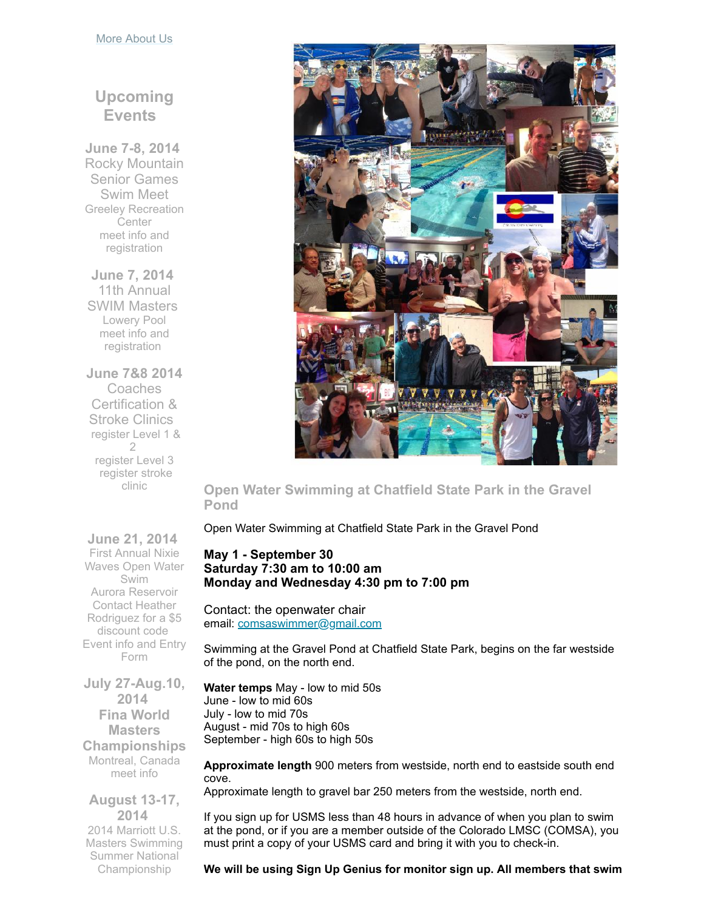More About Us

## Upcoming Events

**June 7-8, 2014**
Rocky Mountain Senior Games Swim Meet
Greeley Recreation Center
meet info and registration

**June 7, 2014**
11th Annual SWIM Masters
Lowery Pool
meet info and registration

**June 7&8 2014**
Coaches Certification & Stroke Clinics
register Level 1 & 2
register Level 3
register stroke clinic

**June 21, 2014**
First Annual Nixie Waves Open Water Swim
Aurora Reservoir
Contact Heather Rodriguez for a $5 discount code
Event info and Entry Form

**July 27-Aug.10, 2014**
**Fina World Masters Championships**
Montreal, Canada
meet info

**August 13-17, 2014**
2014 Marriott U.S. Masters Swimming Summer National Championship

## Open Water Swimming at Chatfield State Park in the Gravel Pond

Open Water Swimming at Chatfield State Park in the Gravel Pond

**May 1 - September 30**
**Saturday 7:30 am to 10:00 am**
**Monday and Wednesday 4:30 pm to 7:00 pm**

Contact: the openwater chair
email: comsaswimmer@gmail.com

Swimming at the Gravel Pond at Chatfield State Park, begins on the far westside of the pond, on the north end.

**Water temps** May - low to mid 50s
June - low to mid 60s
July - low to mid 70s
August - mid 70s to high 60s
September - high 60s to high 50s

**Approximate length** 900 meters from westside, north end to eastside south end cove.
Approximate length to gravel bar 250 meters from the westside, north end.

If you sign up for USMS less than 48 hours in advance of when you plan to swim at the pond, or if you are a member outside of the Colorado LMSC (COMSA), you must print a copy of your USMS card and bring it with you to check-in.

**We will be using Sign Up Genius for monitor sign up. All members that swim**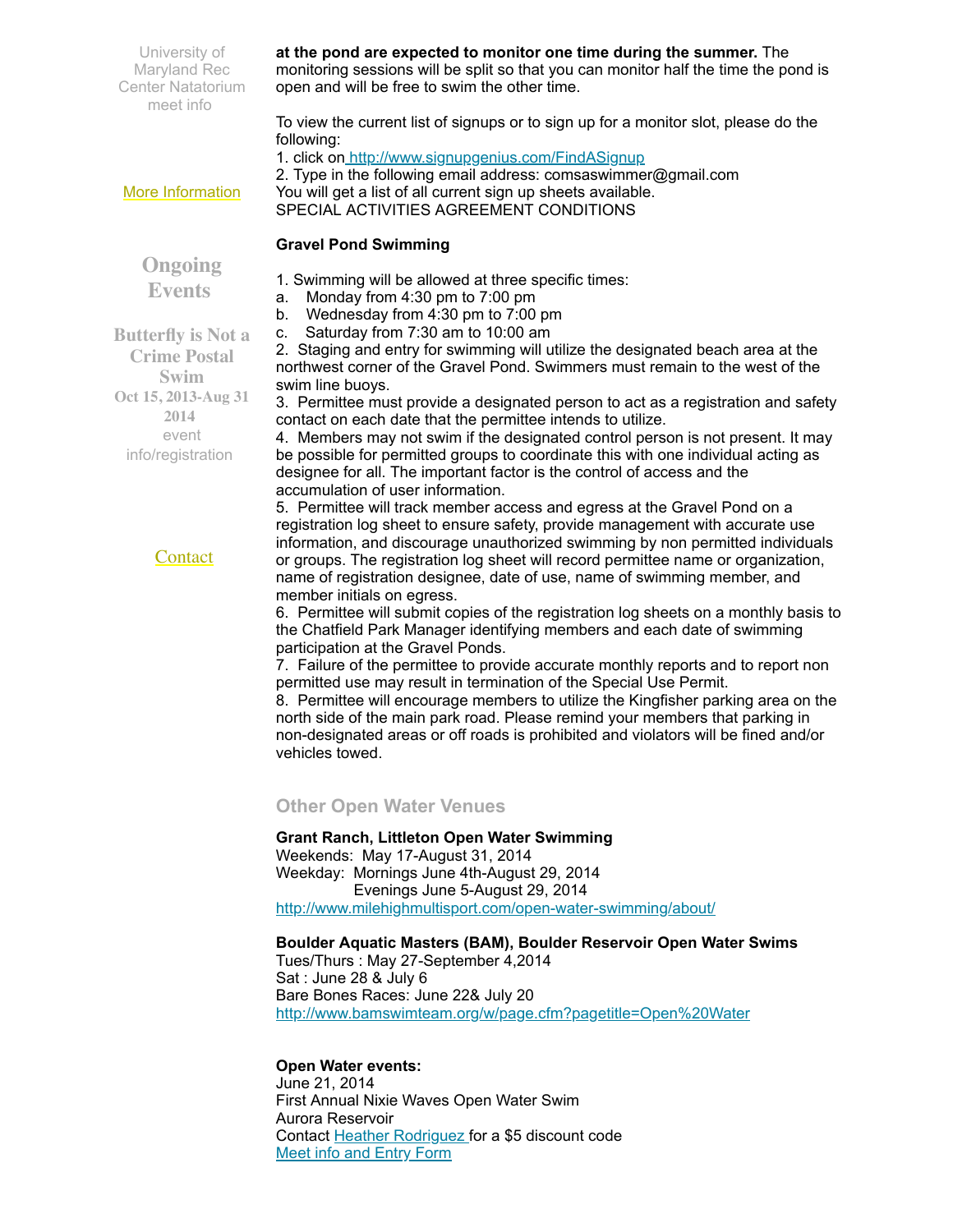University of Maryland Rec Center Natatorium meet info

More Information

## Ongoing Events

**Butterfly is Not a Crime Postal Swim**
**Oct 15, 2013-Aug 31 2014**
event info/registration

Contact

**at the pond are expected to monitor one time during the summer.** The monitoring sessions will be split so that you can monitor half the time the pond is open and will be free to swim the other time.

To view the current list of signups or to sign up for a monitor slot, please do the following:
1. click on http://www.signupgenius.com/FindASignup
2. Type in the following email address: comsaswimmer@gmail.com
You will get a list of all current sign up sheets available.
SPECIAL ACTIVITIES AGREEMENT CONDITIONS

**Gravel Pond Swimming**

1. Swimming will be allowed at three specific times:
a. Monday from 4:30 pm to 7:00 pm
b. Wednesday from 4:30 pm to 7:00 pm
c. Saturday from 7:30 am to 10:00 am
2. Staging and entry for swimming will utilize the designated beach area at the northwest corner of the Gravel Pond. Swimmers must remain to the west of the swim line buoys.
3. Permittee must provide a designated person to act as a registration and safety contact on each date that the permittee intends to utilize.
4. Members may not swim if the designated control person is not present. It may be possible for permitted groups to coordinate this with one individual acting as designee for all. The important factor is the control of access and the accumulation of user information.
5. Permittee will track member access and egress at the Gravel Pond on a registration log sheet to ensure safety, provide management with accurate use information, and discourage unauthorized swimming by non permitted individuals or groups. The registration log sheet will record permittee name or organization, name of registration designee, date of use, name of swimming member, and member initials on egress.
6. Permittee will submit copies of the registration log sheets on a monthly basis to the Chatfield Park Manager identifying members and each date of swimming participation at the Gravel Ponds.
7. Failure of the permittee to provide accurate monthly reports and to report non permitted use may result in termination of the Special Use Permit.
8. Permittee will encourage members to utilize the Kingfisher parking area on the north side of the main park road. Please remind your members that parking in non-designated areas or off roads is prohibited and violators will be fined and/or vehicles towed.

### Other Open Water Venues

**Grant Ranch, Littleton Open Water Swimming**
Weekends: May 17-August 31, 2014
Weekday: Mornings June 4th-August 29, 2014
Evenings June 5-August 29, 2014
http://www.milehighmultisport.com/open-water-swimming/about/

**Boulder Aquatic Masters (BAM), Boulder Reservoir Open Water Swims**
Tues/Thurs : May 27-September 4,2014
Sat : June 28 & July 6
Bare Bones Races: June 22& July 20
http://www.bamswimteam.org/w/page.cfm?pagetitle=Open%20Water

**Open Water events:**
June 21, 2014
First Annual Nixie Waves Open Water Swim
Aurora Reservoir
Contact Heather Rodriguez for a $5 discount code
Meet info and Entry Form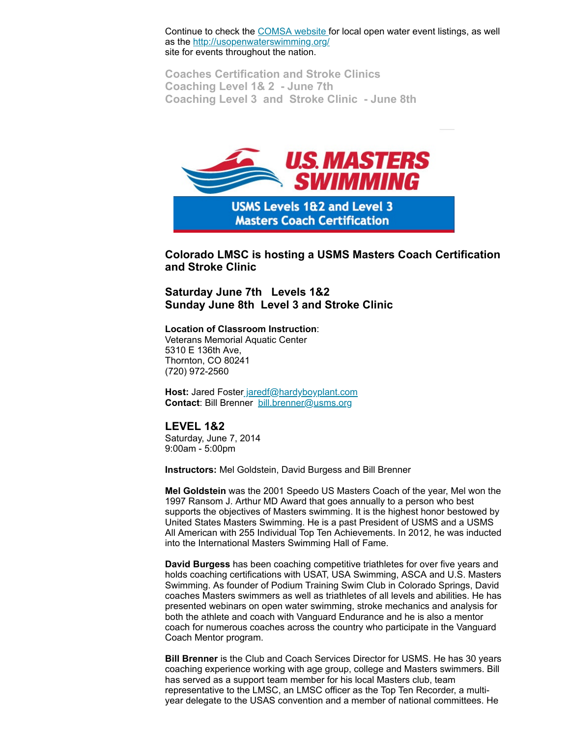Continue to check the [COMSA website](#) for local open water event listings, as well as the [http://usopenwaterswimming.org/](http://usopenwaterswimming.org/) site for events throughout the nation.

**Coaches Certification and Stroke Clinics**
**Coaching Level 1& 2 - June 7th**
**Coaching Level 3 and Stroke Clinic - June 8th**

U.S. MASTERS SWIMMING

USMS Levels 1&2 and Level 3 Masters Coach Certification

## Colorado LMSC is hosting a USMS Masters Coach Certification and Stroke Clinic

## Saturday June 7th Levels 1&2
## Sunday June 8th Level 3 and Stroke Clinic

**Location of Classroom Instruction**:
Veterans Memorial Aquatic Center
5310 E 136th Ave,
Thornton, CO 80241
(720) 972-2560

**Host:** Jared Foster [jaredf@hardyboyplant.com](mailto:jaredf@hardyboyplant.com)
**Contact**: Bill Brenner [bill.brenner@usms.org](mailto:bill.brenner@usms.org)

### LEVEL 1&2
Saturday, June 7, 2014
9:00am - 5:00pm

**Instructors:** Mel Goldstein, David Burgess and Bill Brenner

**Mel Goldstein** was the 2001 Speedo US Masters Coach of the year, Mel won the 1997 Ransom J. Arthur MD Award that goes annually to a person who best supports the objectives of Masters swimming. It is the highest honor bestowed by United States Masters Swimming. He is a past President of USMS and a USMS All American with 255 Individual Top Ten Achievements. In 2012, he was inducted into the International Masters Swimming Hall of Fame.

**David Burgess** has been coaching competitive triathletes for over five years and holds coaching certifications with USAT, USA Swimming, ASCA and U.S. Masters Swimming. As founder of Podium Training Swim Club in Colorado Springs, David coaches Masters swimmers as well as triathletes of all levels and abilities. He has presented webinars on open water swimming, stroke mechanics and analysis for both the athlete and coach with Vanguard Endurance and he is also a mentor coach for numerous coaches across the country who participate in the Vanguard Coach Mentor program.

**Bill Brenner** is the Club and Coach Services Director for USMS. He has 30 years coaching experience working with age group, college and Masters swimmers. Bill has served as a support team member for his local Masters club, team representative to the LMSC, an LMSC officer as the Top Ten Recorder, a multi-year delegate to the USAS convention and a member of national committees. He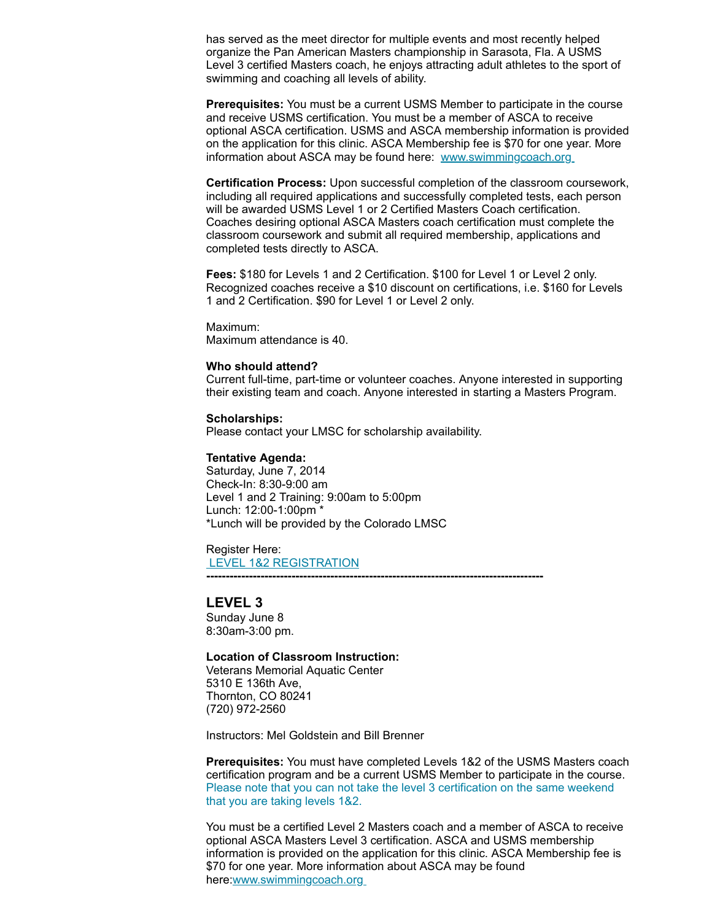has served as the meet director for multiple events and most recently helped organize the Pan American Masters championship in Sarasota, Fla. A USMS Level 3 certified Masters coach, he enjoys attracting adult athletes to the sport of swimming and coaching all levels of ability.

**Prerequisites:** You must be a current USMS Member to participate in the course and receive USMS certification. You must be a member of ASCA to receive optional ASCA certification. USMS and ASCA membership information is provided on the application for this clinic. ASCA Membership fee is $70 for one year. More information about ASCA may be found here: [www.swimmingcoach.org](www.swimmingcoach.org)

**Certification Process:** Upon successful completion of the classroom coursework, including all required applications and successfully completed tests, each person will be awarded USMS Level 1 or 2 Certified Masters Coach certification. Coaches desiring optional ASCA Masters coach certification must complete the classroom coursework and submit all required membership, applications and completed tests directly to ASCA.

**Fees:** $180 for Levels 1 and 2 Certification. $100 for Level 1 or Level 2 only. Recognized coaches receive a $10 discount on certifications, i.e. $160 for Levels 1 and 2 Certification. $90 for Level 1 or Level 2 only.

Maximum:
Maximum attendance is 40.

**Who should attend?**
Current full-time, part-time or volunteer coaches. Anyone interested in supporting their existing team and coach. Anyone interested in starting a Masters Program.

**Scholarships:**
Please contact your LMSC for scholarship availability.

**Tentative Agenda:**
Saturday, June 7, 2014
Check-In: 8:30-9:00 am
Level 1 and 2 Training: 9:00am to 5:00pm
Lunch: 12:00-1:00pm *
*Lunch will be provided by the Colorado LMSC

Register Here:
LEVEL 1&2 REGISTRATION

---

## LEVEL 3

Sunday June 8
8:30am-3:00 pm.

**Location of Classroom Instruction:**
Veterans Memorial Aquatic Center
5310 E 136th Ave,
Thornton, CO 80241
(720) 972-2560

Instructors: Mel Goldstein and Bill Brenner

**Prerequisites:** You must have completed Levels 1&2 of the USMS Masters coach certification program and be a current USMS Member to participate in the course. Please note that you can not take the level 3 certification on the same weekend that you are taking levels 1&2.

You must be a certified Level 2 Masters coach and a member of ASCA to receive optional ASCA Masters Level 3 certification. ASCA and USMS membership information is provided on the application for this clinic. ASCA Membership fee is $70 for one year. More information about ASCA may be found here:[www.swimmingcoach.org](www.swimmingcoach.org)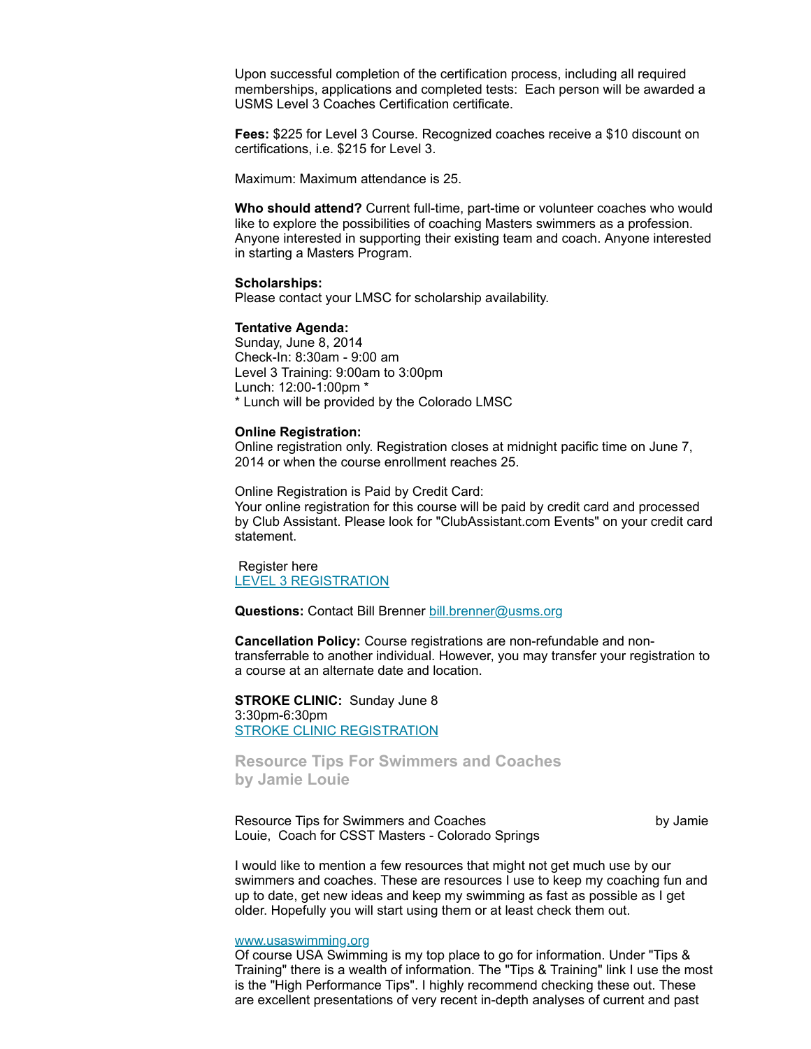Upon successful completion of the certification process, including all required memberships, applications and completed tests: Each person will be awarded a USMS Level 3 Coaches Certification certificate.

**Fees:** $225 for Level 3 Course. Recognized coaches receive a $10 discount on certifications, i.e. $215 for Level 3.

Maximum: Maximum attendance is 25.

**Who should attend?** Current full-time, part-time or volunteer coaches who would like to explore the possibilities of coaching Masters swimmers as a profession. Anyone interested in supporting their existing team and coach. Anyone interested in starting a Masters Program.

**Scholarships:**
Please contact your LMSC for scholarship availability.

**Tentative Agenda:**
Sunday, June 8, 2014
Check-In: 8:30am - 9:00 am
Level 3 Training: 9:00am to 3:00pm
Lunch: 12:00-1:00pm *
* Lunch will be provided by the Colorado LMSC

**Online Registration:**
Online registration only. Registration closes at midnight pacific time on June 7, 2014 or when the course enrollment reaches 25.

Online Registration is Paid by Credit Card:
Your online registration for this course will be paid by credit card and processed by Club Assistant. Please look for "ClubAssistant.com Events" on your credit card statement.

Register here
[LEVEL 3 REGISTRATION]

**Questions:** Contact Bill Brenner bill.brenner@usms.org

**Cancellation Policy:** Course registrations are non-refundable and non-transferrable to another individual. However, you may transfer your registration to a course at an alternate date and location.

**STROKE CLINIC:** Sunday June 8
3:30pm-6:30pm
[STROKE CLINIC REGISTRATION]

## Resource Tips For Swimmers and Coaches by Jamie Louie

Resource Tips for Swimmers and Coaches by Jamie Louie, Coach for CSST Masters - Colorado Springs

I would like to mention a few resources that might not get much use by our swimmers and coaches. These are resources I use to keep my coaching fun and up to date, get new ideas and keep my swimming as fast as possible as I get older. Hopefully you will start using them or at least check them out.

www.usaswimming.org
Of course USA Swimming is my top place to go for information. Under "Tips & Training" there is a wealth of information. The "Tips & Training" link I use the most is the "High Performance Tips". I highly recommend checking these out. These are excellent presentations of very recent in-depth analyses of current and past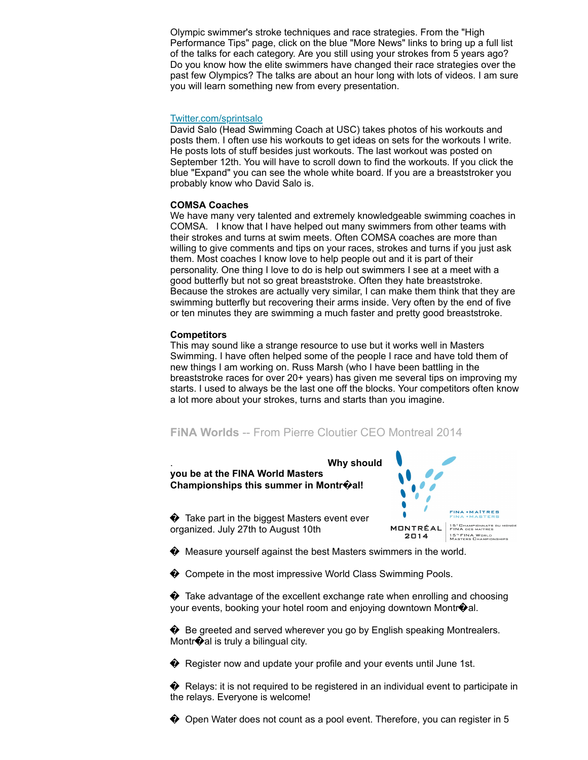Olympic swimmer's stroke techniques and race strategies. From the "High Performance Tips" page, click on the blue "More News" links to bring up a full list of the talks for each category. Are you still using your strokes from 5 years ago? Do you know how the elite swimmers have changed their race strategies over the past few Olympics? The talks are about an hour long with lots of videos. I am sure you will learn something new from every presentation.

Twitter.com/sprintsalo
David Salo (Head Swimming Coach at USC) takes photos of his workouts and posts them. I often use his workouts to get ideas on sets for the workouts I write. He posts lots of stuff besides just workouts. The last workout was posted on September 12th. You will have to scroll down to find the workouts. If you click the blue "Expand" you can see the whole white board. If you are a breaststroker you probably know who David Salo is.

**COMSA Coaches**
We have many very talented and extremely knowledgeable swimming coaches in COMSA. I know that I have helped out many swimmers from other teams with their strokes and turns at swim meets. Often COMSA coaches are more than willing to give comments and tips on your races, strokes and turns if you just ask them. Most coaches I know love to help people out and it is part of their personality. One thing I love to do is help out swimmers I see at a meet with a good butterfly but not so great breaststroke. Often they hate breaststroke. Because the strokes are actually very similar, I can make them think that they are swimming butterfly but recovering their arms inside. Very often by the end of five or ten minutes they are swimming a much faster and pretty good breaststroke.

**Competitors**
This may sound like a strange resource to use but it works well in Masters Swimming. I have often helped some of the people I race and have told them of new things I am working on. Russ Marsh (who I have been battling in the breaststroke races for over 20+ years) has given me several tips on improving my starts. I used to always be the last one off the blocks. Your competitors often know a lot more about your strokes, turns and starts than you imagine.

## FiNA Worlds -- From Pierre Cloutier CEO Montreal 2014

. **Why should you be at the FINA World Masters Championships this summer in Montr�al!**

� Take part in the biggest Masters event ever organized. July 27th to August 10th

� Measure yourself against the best Masters swimmers in the world.

� Compete in the most impressive World Class Swimming Pools.

� Take advantage of the excellent exchange rate when enrolling and choosing your events, booking your hotel room and enjoying downtown Montr�al.

� Be greeted and served wherever you go by English speaking Montrealers. Montr�al is truly a bilingual city.

� Register now and update your profile and your events until June 1st.

� Relays: it is not required to be registered in an individual event to participate in the relays. Everyone is welcome!

� Open Water does not count as a pool event. Therefore, you can register in 5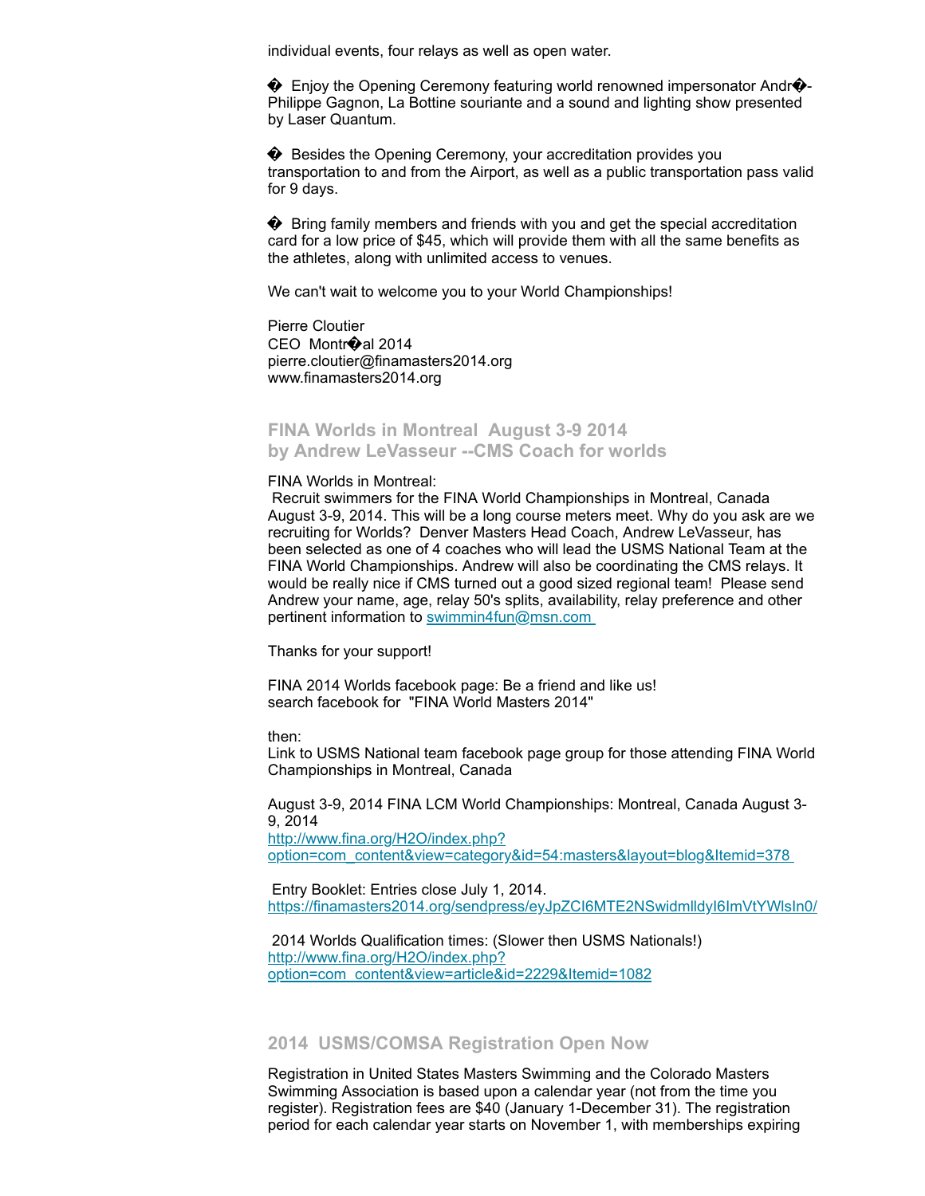individual events, four relays as well as open water.

� Enjoy the Opening Ceremony featuring world renowned impersonator Andr�-Philippe Gagnon, La Bottine souriante and a sound and lighting show presented by Laser Quantum.

� Besides the Opening Ceremony, your accreditation provides you transportation to and from the Airport, as well as a public transportation pass valid for 9 days.

� Bring family members and friends with you and get the special accreditation card for a low price of $45, which will provide them with all the same benefits as the athletes, along with unlimited access to venues.

We can't wait to welcome you to your World Championships!

Pierre Cloutier
CEO Montr�al 2014
pierre.cloutier@finamasters2014.org
www.finamasters2014.org

## FINA Worlds in Montreal August 3-9 2014
## by Andrew LeVasseur --CMS Coach for worlds

FINA Worlds in Montreal:
Recruit swimmers for the FINA World Championships in Montreal, Canada August 3-9, 2014. This will be a long course meters meet. Why do you ask are we recruiting for Worlds? Denver Masters Head Coach, Andrew LeVasseur, has been selected as one of 4 coaches who will lead the USMS National Team at the FINA World Championships. Andrew will also be coordinating the CMS relays. It would be really nice if CMS turned out a good sized regional team! Please send Andrew your name, age, relay 50's splits, availability, relay preference and other pertinent information to swimmin4fun@msn.com

Thanks for your support!

FINA 2014 Worlds facebook page: Be a friend and like us!
search facebook for "FINA World Masters 2014"

then:
Link to USMS National team facebook page group for those attending FINA World Championships in Montreal, Canada

August 3-9, 2014 FINA LCM World Championships: Montreal, Canada August 3-9, 2014
http://www.fina.org/H2O/index.php?option=com_content&view=category&id=54:masters&layout=blog&Itemid=378

Entry Booklet: Entries close July 1, 2014.
https://finamasters2014.org/sendpress/eyJpZCI6MTE2NSwidmlldyI6ImVtYWlsIn0/

2014 Worlds Qualification times: (Slower then USMS Nationals!)
http://www.fina.org/H2O/index.php?option=com_content&view=article&id=2229&Itemid=1082

## 2014 USMS/COMSA Registration Open Now

Registration in United States Masters Swimming and the Colorado Masters Swimming Association is based upon a calendar year (not from the time you register). Registration fees are $40 (January 1-December 31). The registration period for each calendar year starts on November 1, with memberships expiring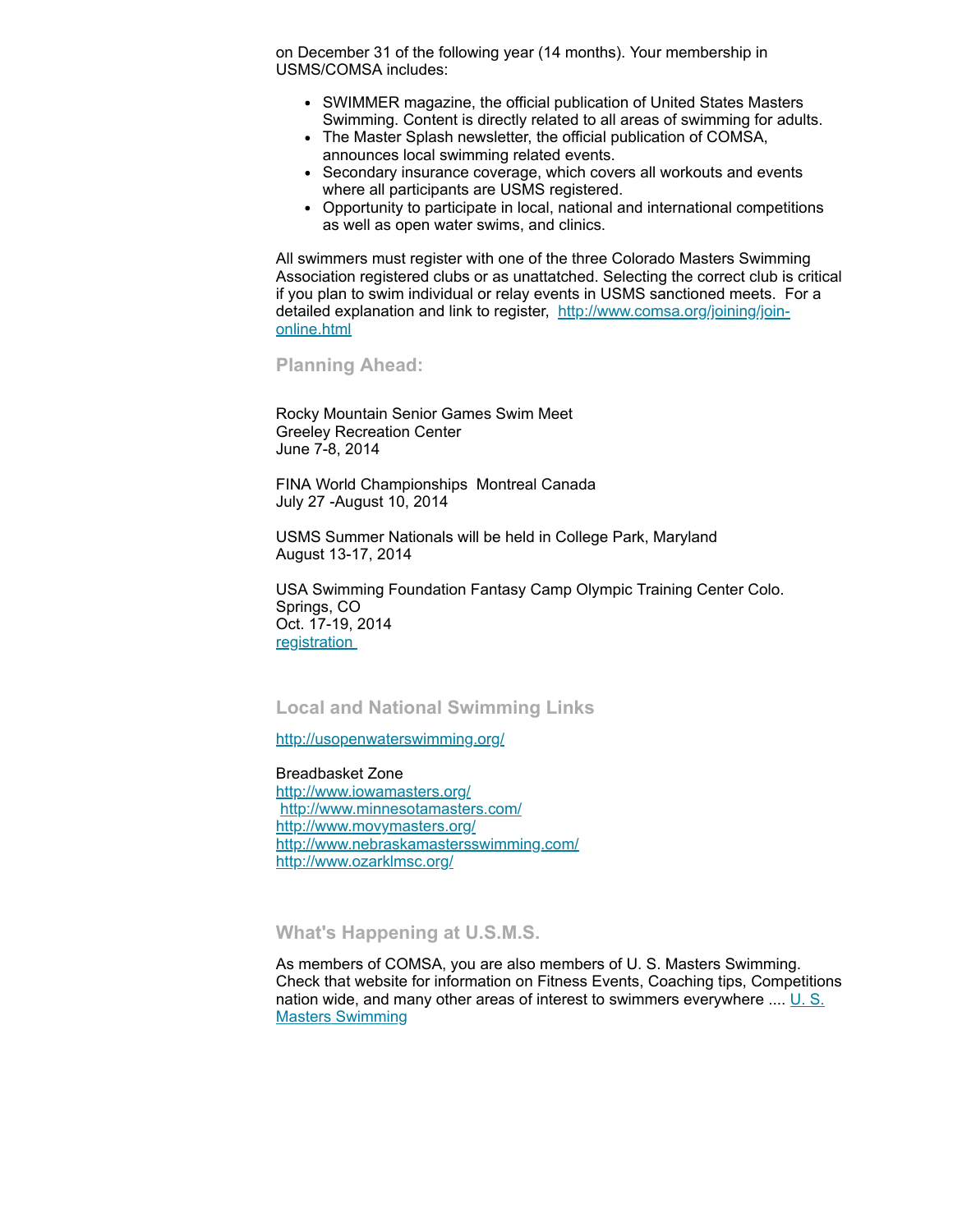on December 31 of the following year (14 months). Your membership in USMS/COMSA includes:

- SWIMMER magazine, the official publication of United States Masters Swimming. Content is directly related to all areas of swimming for adults.
- The Master Splash newsletter, the official publication of COMSA, announces local swimming related events.
- Secondary insurance coverage, which covers all workouts and events where all participants are USMS registered.
- Opportunity to participate in local, national and international competitions as well as open water swims, and clinics.

All swimmers must register with one of the three Colorado Masters Swimming Association registered clubs or as unattatched. Selecting the correct club is critical if you plan to swim individual or relay events in USMS sanctioned meets. For a detailed explanation and link to register, [http://www.comsa.org/joining/join-online.html](http://www.comsa.org/joining/join-online.html)

### Planning Ahead:

Rocky Mountain Senior Games Swim Meet
Greeley Recreation Center
June 7-8, 2014

FINA World Championships Montreal Canada
July 27 -August 10, 2014

USMS Summer Nationals will be held in College Park, Maryland
August 13-17, 2014

USA Swimming Foundation Fantasy Camp Olympic Training Center Colo. Springs, CO
Oct. 17-19, 2014
registration

### Local and National Swimming Links

[http://usopenwaterswimming.org/](http://usopenwaterswimming.org/)

Breadbasket Zone
[http://www.iowamasters.org/](http://www.iowamasters.org/)
[http://www.minnesotamasters.com/](http://www.minnesotamasters.com/)
[http://www.movymasters.org/](http://www.movymasters.org/)
[http://www.nebraskamastersswimming.com/](http://www.nebraskamastersswimming.com/)
[http://www.ozarklmsc.org/](http://www.ozarklmsc.org/)

### What's Happening at U.S.M.S.

As members of COMSA, you are also members of U. S. Masters Swimming. Check that website for information on Fitness Events, Coaching tips, Competitions nation wide, and many other areas of interest to swimmers everywhere .... U. S. Masters Swimming